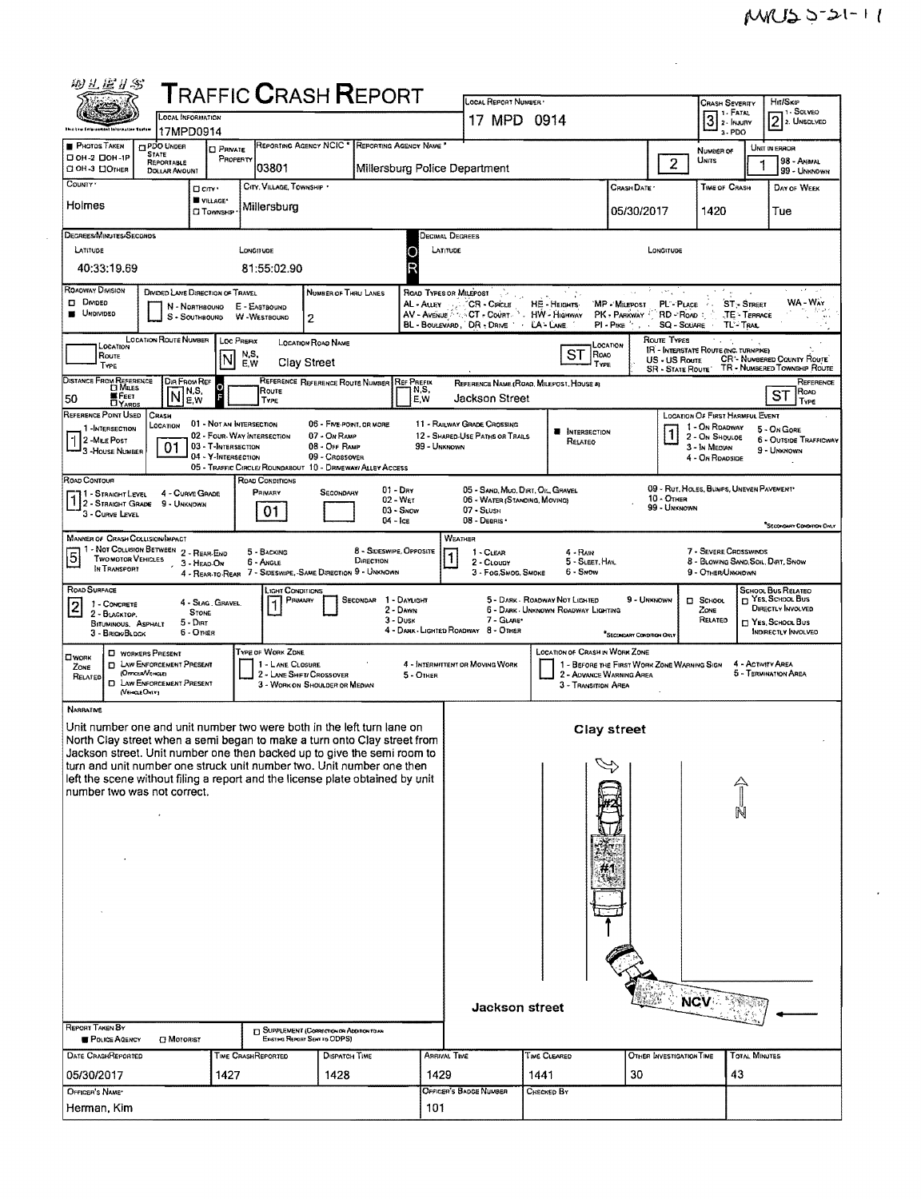MVUS 5-21-11

# TRAFFIC CRASH REPORT

| Local Information | Local Report Number | Crash Severity | Hit/Skip |
|---|---|---|---|
| 17MPD0914 | 17 MPD 0914 | 3 (1 - Fatal, 2 - Injury, 3 - PDO) | 2 (1 - Solved, 2 - Unsolved) |

| Photos Taken | PDO Under State Reportable Dollar Amount | Private Property | Reporting Agency NCIC | Reporting Agency Name | Number of Units | Unit in Error |
|---|---|---|---|---|---|---|
| OH-2 / OH-1P / OH-3 / Other | | | 03801 | Millersburg Police Department | 2 | 1 (98 - Animal, 99 - Unknown) |

| County | City, Village, Township | | Crash Date | Time of Crash | Day of Week |
|---|---|---|---|---|---|
| Holmes | Village | Millersburg | 05/30/2017 | 1420 | Tue |

**Degrees/Minutes/Seconds**
Latitude: 40:33:19.69 Longitude: 81:55:02.90

**Roadway Division:** Undivided
**Number of Thru Lanes:** 2

| Location Route Number | Loc Prefix | Location Road Name | Location Road Type |
|---|---|---|---|
| | N | Clay Street | ST |

Route Types: IR - Interstate Route (inc. Turnpike), US - US Route, SR - State Route, CR - Numbered County Route, TR - Numbered Township Route

| Distance From Reference | Dir From Ref | Reference Route Type | Reference Route Number | Ref Prefix | Reference Name (Road, Milepost, House #) | Reference Road Type |
|---|---|---|---|---|---|---|
| 50 Feet | N | | | | Jackson Street | ST |

**Reference Point Used:** 1 - Intersection
**Crash Location:** 01 - Not an Intersection
**Location of First Harmful Event:** 1 - On Roadway
**Road Contour:** 1 - Straight Level
**Road Conditions (Primary):** 01 - Dry
**Manner of Crash Collision/Impact:** 5 - Backing
**Weather:** 1 - Clear
**Road Surface:** 2 - Blacktop, Bituminous, Asphalt
**Light Conditions (Primary):** 1 - Daylight

## Narrative

Unit number one and unit number two were both in the left turn lane on North Clay street when a semi began to make a turn onto Clay street from Jackson street. Unit number one then backed up to give the semi room to turn and unit number one struck unit number two. Unit number one then left the scene without filing a report and the license plate obtained by unit number two was not correct.

Diagram labels: Clay street; #2; #1; NCV; Jackson street; N

**Report Taken By:** Police Agency

| Date Crash Reported | Time Crash Reported | Dispatch Time | Arrival Time | Time Cleared | Other Investigation Time | Total Minutes |
|---|---|---|---|---|---|---|
| 05/30/2017 | 1427 | 1428 | 1429 | 1441 | 30 | 43 |

| Officer's Name | Officer's Badge Number | Checked By |
|---|---|---|
| Herman, Kim | 101 | |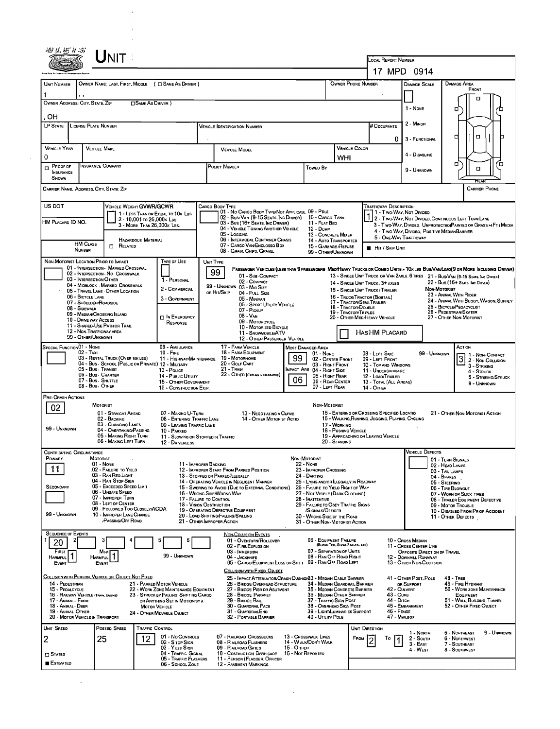# UNIT

**Local Report Number:** 17 MPD 0914

| Unit Number | Owner Name: Last, First, Middle (☐ Same As Driver) | Owner Phone Number | Damage Scale | Damage Area |
|---|---|---|---|---|
| 1 | , , | | | Front |

**Owner Address: City, State, Zip** ☐ Same As Driver

, OH

Damage Scale: 1 - None, 2 - Minor, 3 - Functional, 4 - Disabling, 9 - Unknown

| LP State | License Plate Number | Vehicle Identification Number | # Occupants |
|---|---|---|---|
| | | | 0 |

| Vehicle Year | Vehicle Make | Vehicle Model | Vehicle Color |
|---|---|---|---|
| 0 | | | WHI |

| ☐ Proof of Insurance Shown | Insurance Company | Policy Number | Towed By |
|---|---|---|---|
| | | | |

**Carrier Name, Address, City, State, Zip** | **Carrier Phone**

**US DOT**

**HM Placard ID No.**

**HM Class Number** ☐ Related — Hazardous Material

**Vehicle Weight GVWR/GCWR:** 1 - Less Than or Equal to 10k Lbs; 2 - 10,001 to 26,000k Lbs; 3 - More Than 26,000k Lbs.

**Cargo Body Type:** 01 - No Cargo Body Type/Not Applicabl; 02 - Bus/Van (9-15 Seats, Inc Driver); 03 - Bus (16+ Seats, Inc Driver); 04 - Vehicle Towing Another Vehicle; 05 - Logging; 06 - Intermodal Container Chassis; 07 - Cargo Van/Enclosed Box; 08 - Grain, Chips, Gravel; 09 - Pole; 10 - Cargo Tank; 11 - Flat Bed; 12 - Dump; 13 - Concrete Mixer; 14 - Auto Transporter; 15 - Garbage/Refuse; 99 - Other/Unknown

**Trafficway Description:** 1 — 1 - Two-Way, Not Divided; 2 - Two-Way, Not Divided, Continuous Left Turn Lane; 3 - Two-Way, Divided, Unprotected (Painted or Grass >4Ft.) Media; 4 - Two-Way, Divided, Positive Median Barrier; 5 - One-Way Trafficway

■ Hit / Skip Unit

**Non-Motorist Location Prior to Impact:** 01 - Intersection - Marked Crosswalk; 02 - Intersection - No Crosswalk; 03 - Intersection Other; 04 - Midblock - Marked Crosswalk; 05 - Travel Lane - Other Location; 06 - Bicycle Lane; 07 - Shoulder/Roadside; 08 - Sidewalk; 09 - Median/Crossing Island; 10 - Drive Way Access; 11 - Shared-Use Path or Trail; 12 - Non-Trafficway Area; 99 - Other/Unknown

**Type of Use:** 1 - Personal; 2 - Commercial; 3 - Government; ☐ In Emergency Response

**Unit Type:** 99

Passenger Vehicles (Less than 9 passengers): 01 - Sub-Compact; 02 - Compact; 99 - Unknown 03 - Mid Size or Hit/Skip; 04 - Full Size; 05 - Minivan; 06 - Sport Utility Vehicle; 07 - Pickup; 08 - Van; 09 - Motorcycle; 10 - Motorized Bicycle; 11 - Snowmobile/ATV; 12 - Other Passenger Vehicle

Med/Heavy Trucks or Combo Units > 10k lbs Bus/Van/Limo (9 or More Including Driver): 13 - Single Unit Truck or Van 2axle, 6 Tires; 14 - Single Unit Truck: 3+ Axles; 15 - Single Unit Truck / Trailer; 16 - Truck/Tractor (Bobtail); 17 - Tractor/Semi-Trailer; 18 - Tractor/Double; 19 - Tractor/Triples; 20 - Other Med/Heavy Vehicle; 21 - Bus/Van (9-15 Seats, Inc Driver); 22 - Bus (16+ Seats, Inc Driver)

Non-Motorist: 23 - Animal With Rider; 24 - Animal With Buggy, Wagon, Surrey; 25 - Bicycle/Pedacyclist; 26 - Pedestrian/Skater; 27 - Other Non-Motorist

☐ Has HM Placard

**Special Function:** 01 - None; 02 - Taxi; 03 - Rental Truck (Over 10k lbs); 04 - Bus - School (Public or Private); 05 - Bus - Transit; 06 - Bus - Charter; 07 - Bus - Shuttle; 08 - Bus - Other; 09 - Ambulance; 10 - Fire; 11 - Highway/Maintenance; 12 - Military; 13 - Police; 14 - Public Utility; 15 - Other Government; 16 - Construction Eqip.; 17 - Farm Vehicle; 18 - Farm Equipment; 19 - Motorhome; 20 - Golf Cart; 21 - Train; 22 - Other (Explain in Narrative)

**Most Damaged Area:** 99; **Impact Are:** 06

01 - None; 02 - Center Front; 03 - Right Front; 04 - Right Side; 05 - Right Rear; 06 - Rear Center; 07 - Left Rear; 08 - Left Side; 09 - Left Front; 10 - Top and Windows; 11 - Undercarriage; 12 - Load/Trailer; 13 - Total (All Areas); 14 - Other; 99 - Unknown

**Action:** 3 — 1 - Non-Contact; 2 - Non-Collision; 3 - Striking; 4 - Struck; 5 - Striking/Struck; 9 - Unknown

**Pre-Crash Actions:** 02

Motorist: 01 - Straight Ahead; 02 - Backing; 03 - Changing Lanes; 04 - Overtaking/Passing; 05 - Making Right Turn; 06 - Making Left Turn; 07 - Making U-Turn; 08 - Entering Traffic Lane; 09 - Leaving Traffic Lane; 10 - Parked; 11 - Slowing or Stopped in Traffic; 12 - Driverless; 13 - Negotiating a Curve; 14 - Other Motorist Actio; 99 - Unknown

Non-Motorist: 15 - Entering or Crossing Specified Locatio; 16 - Walking, Running, Jogging, Playing, Cycling; 17 - Working; 18 - Pushing Vehicle; 19 - Approaching or Leaving Vehicle; 20 - Standing; 21 - Other Non-Motorist Action

**Contributing Circumstance**

Primary: 11; Secondary: (blank)

Motorist: 01 - None; 02 - Failure to Yield; 03 - Ran Red Light; 04 - Ran Stop Sign; 05 - Exceeded Speed Limit; 06 - Unsafe Speed; 07 - Improper Turn; 08 - Left of Center; 09 - Followed Too Closely/ACDA; 10 - Improper Lane Change /Passing/Off Road; 11 - Improper Backing; 12 - Improper Start From Parked Position; 13 - Stopped or Parked Illegally; 14 - Operating Vehicle in Negligent Manner; 15 - Swering to Avoid (Due to External Conditions); 16 - Wrong Side/Wrong Way; 17 - Failure to Control; 18 - Vision Obstruction; 19 - Operating Defective Equipment; 20 - Load Shifting/Falling/Spilling; 21 - Other Improper Action; 99 - Unknown

Non-Motorist: 22 - None; 23 - Improper Crossing; 24 - Darting; 25 - Lying and/or Illegally in Roadway; 26 - Failure to Yield Right of Way; 27 - Not Visible (Dark Clothing); 28 - Inattentive; 29 - Failure to Obey Traffic Signs /Signals/Officer; 30 - Wrong Side of the Road; 31 - Other Non-Motorist Action

**Vehicle Defects:** 01 - Turn Signals; 02 - Head Lamps; 03 - Tail Lamps; 04 - Brakes; 05 - Steering; 06 - Tire Blowout; 07 - Worn or Slick Tires; 08 - Trailer Equipment Defective; 09 - Motor Trouble; 10 - Disabled From Prior Accident; 11 - Other Defects

**Sequence of Events:** 1: 20; 2–6: (blank)

First Harmful Event: 1; Most Harmful Event: 1; 99 - Unknown

Non-Collision Events: 01 - Overturn/Rollover; 02 - Fire/Explosion; 03 - Immersion; 04 - Jackknife; 05 - Cargo/Equipment Loss or Shift; 06 - Equipment Failure (Blown Tire, Brake Failure, etc); 07 - Separation of Units; 08 - Ran Off Road Right; 09 - Ran Off Road Left; 10 - Cross Median; 11 - Cross Center Line Opposite Direction of Travel; 12 - Downhill Runaway; 13 - Other Non-Collision

Collision with Person, Vehicle or Object Not Fixed: 14 - Pedestrian; 15 - Pedalcycle; 16 - Railway Vehicle (Train, Engine); 17 - Animal - Farm; 18 - Animal - Deer; 19 - Animal - Other; 20 - Motor Vehicle in Transport; 21 - Parked Motor Vehicle; 22 - Work Zone Maintenance Equipment; 23 - Struck by Falling, Shifting Cargo or Anything Set in Motion by a Motor Vehicle; 24 - Other Movable Object

Collision with Fixed, Object: 25 - Impact Attenuator/Crash Cushion; 26 - Bridge Overhead Structure; 27 - Bridge Pier or Abutment; 28 - Bridge Parapet; 29 - Bridge Rail; 30 - Guardrail Face; 31 - Guardrail End; 32 - Portable Barrier; 33 - Median Cable Barrier; 34 - Median Guardrail Barrier; 35 - Median Concrete Barrier; 36 - Median Other Barrier; 37 - Traffic Sign Post; 38 - Overhead Sign Post; 39 - Light/Luminaries Support; 40 - Utility Pole; 41 - Other Post, Pole or Support; 42 - Culvert; 43 - Curb; 44 - Ditch; 45 - Embankment; 46 - Fence; 47 - Mailbox; 48 - Tree; 49 - Fire Hydrant; 50 - Work Zone Maintenance Equipment; 51 - Wall, Building, Tunnel; 52 - Other Fixed Object

| Unit Speed | Posted Speed | Traffic Control | Unit Direction |
|---|---|---|---|
| 2 | 25 | 12 | From 2 To 1 |

☐ Stated ■ Estimated

Traffic Control: 01 - No Controls; 02 - Stop Sign; 03 - Yield Sign; 04 - Traffic Signal; 05 - Traffic Flashers; 06 - School Zone; 07 - Railroad Crossbucks; 08 - Railroad Flashers; 09 - Railroad Gates; 10 - Costruction Barricade; 11 - Person (Flagger, Officer); 12 - Pavement Markings; 13 - Crosswalk Lines; 14 - Walk/Don't Walk; 15 - Other; 16 - Not Reported

Unit Direction: 1 - North; 2 - South; 3 - East; 4 - West; 5 - Northeast; 6 - Northwest; 7 - Southeast; 8 - Southwest; 9 - Unknown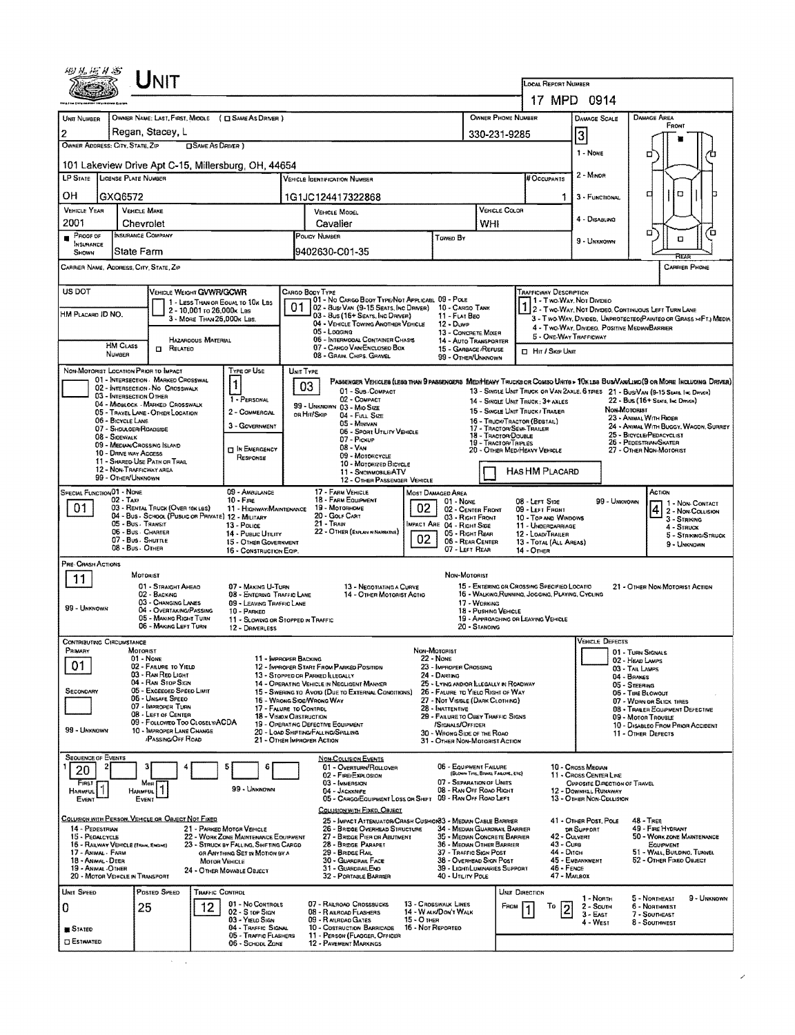# UNIT

**LOCAL REPORT NUMBER:** 17 MPD 0914

| UNIT NUMBER | OWNER NAME: LAST, FIRST, MIDDLE (☐ SAME AS DRIVER) | OWNER PHONE NUMBER | DAMAGE SCALE |
|---|---|---|---|
| 2 | Regan, Stacey, L | 330-231-9285 | 3 |

**OWNER ADDRESS: CITY, STATE, ZIP** (☐ SAME AS DRIVER): 101 Lakeview Drive Apt C-15, Millersburg, OH, 44654

| LP STATE | LICENSE PLATE NUMBER | VEHICLE IDENTIFICATION NUMBER | # OCCUPANTS |
|---|---|---|---|
| OH | GXQ6572 | 1G1JC124417322868 | 1 |

| VEHICLE YEAR | VEHICLE MAKE | VEHICLE MODEL | VEHICLE COLOR |
|---|---|---|---|
| 2001 | Chevrolet | Cavalier | WHI |

| PROOF OF INSURANCE SHOWN | INSURANCE COMPANY | POLICY NUMBER | TOWED BY |
|---|---|---|---|
| ■ | State Farm | 9402630-C01-35 | |

DAMAGE SCALE: 1 - None; 2 - Minor; 3 - Functional; 4 - Disabling; 9 - Unknown

CARRIER NAME, ADDRESS, CITY, STATE, ZIP: | CARRIER PHONE:

US DOT: | HM PLACARD ID NO.: | HM CLASS NUMBER: | ☐ HAZARDOUS MATERIAL RELATED

VEHICLE WEIGHT GVWR/GCWR: 1 - Less than or equal to 10k lbs; 2 - 10,001 to 26,000k lbs; 3 - More than 26,000k lbs.

CARGO BODY TYPE: **01** — 01 - No Cargo Body Type/Not Applicable; 02 - Bus/Van (9-15 Seats, Inc Driver); 03 - Bus (16+ Seats, Inc Driver); 04 - Vehicle Towing Another Vehicle; 05 - Logging; 06 - Intermodal Container Chassis; 07 - Cargo Van/Enclosed Box; 08 - Grain, Chips, Gravel; 09 - Pole; 10 - Cargo Tank; 11 - Flat Bed; 12 - Dump; 13 - Concrete Mixer; 14 - Auto Transporter; 15 - Garbage/Refuse; 99 - Other/Unknown

TRAFFICWAY DESCRIPTION: **1** — 1 - Two-Way, Not Divided; 2 - Two-Way, Not Divided, Continuous Left Turn Lane; 3 - Two-Way, Divided, Unprotected (Painted or Grass >4Ft.) Media; 4 - Two-Way, Divided, Positive Median Barrier; 5 - One-Way Trafficway; ☐ Hit / Skip Unit

NON-MOTORIST LOCATION PRIOR TO IMPACT: 01 - Intersection - Marked Crosswalk; 02 - Intersection - No Crosswalk; 03 - Intersection Other; 04 - Midblock - Marked Crosswalk; 05 - Travel Lane - Other Location; 06 - Bicycle Lane; 07 - Shoulder/Roadside; 08 - Sidewalk; 09 - Median/Crossing Island; 10 - Drive way Access; 11 - Shared-Use Path or Trail; 12 - Non-Trafficway Area; 99 - Other/Unknown

TYPE OF USE: **1** — 1 - Personal; 2 - Commercial; 3 - Government; ☐ In Emergency Response

UNIT TYPE: **03** — Passenger Vehicles (less than 9 passengers): 01 - Sub-Compact; 02 - Compact; 99 - Unknown 03 - Mid Size or Hit/Skip; 04 - Full Size; 05 - Minivan; 06 - Sport Utility Vehicle; 07 - Pickup; 08 - Van; 09 - Motorcycle; 10 - Motorized Bicycle; 11 - Snowmobile/ATV; 12 - Other Passenger Vehicle. Med/Heavy Trucks or Combo Units > 10k lbs Bus/Van/Limo (9 or more including driver): 13 - Single Unit Truck or Van 2axle, 6 tires; 14 - Single Unit Truck; 3+ axles; 15 - Single Unit Truck / Trailer; 16 - Truck/Tractor (Bobtail); 17 - Tractor/Semi-Trailer; 18 - Tractor/Double; 19 - Tractor/Triples; 20 - Other Med/Heavy Vehicle; 21 - Bus/Van (9-15 Seats, Inc Driver); 22 - Bus (16+ Seats, Inc Driver). Non-Motorist: 23 - Animal With Rider; 24 - Animal With Buggy, Wagon, Surrey; 25 - Bicycle/Pedacyclist; 26 - Pedestrian/Skater; 27 - Other Non-Motorist. ☐ Has HM Placard

SPECIAL FUNCTION: **01** — 01 - None; 02 - Taxi; 03 - Rental Truck (over 10k lbs); 04 - Bus - School (Public or Private); 05 - Bus - Transit; 06 - Bus - Charter; 07 - Bus - Shuttle; 08 - Bus - Other; 09 - Ambulance; 10 - Fire; 11 - Highway/Maintenance; 12 - Military; 13 - Police; 14 - Public Utility; 15 - Other Government; 16 - Construction Eqip.; 17 - Farm Vehicle; 18 - Farm Equipment; 19 - Motorhome; 20 - Golf Cart; 21 - Train; 22 - Other (Explain in Narrative)

MOST DAMAGED AREA: **02** — 01 - None; 02 - Center Front; 03 - Right Front; Impact Are 04 - Right Side; 05 - Right Rear; 06 - Rear Center; 07 - Left Rear; 08 - Left Side; 09 - Left Front; 10 - Top and Windows; 11 - Undercarriage; 12 - Load/Trailer; 13 - Total (All Areas); 14 - Other; 99 - Unknown

IMPACT AREA: **02**

ACTION: **4** — 1 - Non-Contact; 2 - Non-Collision; 3 - Striking; 4 - Struck; 5 - Striking/Struck; 9 - Unknown

PRE-CRASH ACTIONS: **11** — Motorist: 01 - Straight Ahead; 02 - Backing; 03 - Changing Lanes; 04 - Overtaking/Passing; 05 - Making Right Turn; 06 - Making Left Turn; 07 - Making U-Turn; 08 - Entering Traffic Lane; 09 - Leaving Traffic Lane; 10 - Parked; 11 - Slowing or Stopped in Traffic; 12 - Driverless; 13 - Negotiating a Curve; 14 - Other Motorist Actio; 99 - Unknown. Non-Motorist: 15 - Entering or Crossing Specified Locatio; 16 - Walking, Running, Jogging, Playing, Cycling; 17 - Working; 18 - Pushing Vehicle; 19 - Approaching or Leaving Vehicle; 20 - Standing; 21 - Other Non-Motorist Action

CONTRIBUTING CIRCUMSTANCE: Primary **01**; Secondary: — Motorist: 01 - None; 02 - Failure to Yield; 03 - Ran Red Light; 04 - Ran Stop Sign; 05 - Exceeded Speed Limit; 06 - Unsafe Speed; 07 - Improper Turn; 08 - Left of Center; 09 - Followed Too Closely/ACDA; 10 - Improper Lane Change /Passing/Off Road; 11 - Improper Backing; 12 - Improper Start From Parked Position; 13 - Stopped or Parked Illegally; 14 - Operating Vehicle in Negligent Manner; 15 - Swering to Avoid (Due to External Conditions); 16 - Wrong Side/Wrong Way; 17 - Failure to Control; 18 - Vision Obstruction; 19 - Operating Defective Equipment; 20 - Load Shifting/Falling/Spilling; 21 - Other Improper Action; 99 - Unknown. Non-Motorist: 22 - None; 23 - Improper Crossing; 24 - Darting; 25 - Lying and/or Illegally in Roadway; 26 - Failure to Yield Right of Way; 27 - Not Visible (Dark Clothing); 28 - Inattentive; 29 - Failure to Obey Traffic Signs /Signals/Officer; 30 - Wrong Side of the Road; 31 - Other Non-Motorist Action

VEHICLE DEFECTS: 01 - Turn Signals; 02 - Head Lamps; 03 - Tail Lamps; 04 - Brakes; 05 - Steering; 06 - Tire Blowout; 07 - Worn or Slick Tires; 08 - Trailer Equipment Defective; 09 - Motor Trouble; 10 - Disabled From Prior Accident; 11 - Other Defects

SEQUENCE OF EVENTS: 1: **20**; First Harmful Event: **1**; Most Harmful Event: **1**; 99 - Unknown

Non-Collision Events: 01 - Overturn/Rollover; 02 - Fire/Explosion; 03 - Immersion; 04 - Jackknife; 05 - Cargo/Equipment Loss or Shift; 06 - Equipment Failure (Blown Tire, Brake Failure, etc); 07 - Separation of Units; 08 - Ran Off Road Right; 09 - Ran Off Road Left; 10 - Cross Median; 11 - Cross Center Line Opposite Direction of Travel; 12 - Downhill Runaway; 13 - Other Non-Collision

Collision with Person, Vehicle or Object Not Fixed: 14 - Pedestrian; 15 - Pedalcycle; 16 - Railway Vehicle (Train, Engine); 17 - Animal - Farm; 18 - Animal - Deer; 19 - Animal - Other; 20 - Motor Vehicle in Transport; 21 - Parked Motor Vehicle; 22 - Work Zone Maintenance Equipment; 23 - Struck by Falling, Shifting Cargo or Anything Set in Motion by a Motor Vehicle; 24 - Other Movable Object

Collision with Fixed, Object: 25 - Impact Attenuator/Crash Cushion; 26 - Bridge Overhead Structure; 27 - Bridge Pier or Abutment; 28 - Bridge Parapet; 29 - Bridge Rail; 30 - Guardrail Face; 31 - Guardrail End; 32 - Portable Barrier; 33 - Median Cable Barrier; 34 - Median Guardrail Barrier; 35 - Median Concrete Barrier; 36 - Median Other Barrier; 37 - Traffic Sign Post; 38 - Overhead Sign Post; 39 - Light/Luminaries Support; 40 - Utility Pole; 41 - Other Post, Pole or Support; 42 - Culvert; 43 - Curb; 44 - Ditch; 45 - Embankment; 46 - Fence; 47 - Mailbox; 48 - Tree; 49 - Fire Hydrant; 50 - Work Zone Maintenance Equipment; 51 - Wall, Building, Tunnel; 52 - Other Fixed Object

| UNIT SPEED | POSTED SPEED | TRAFFIC CONTROL | UNIT DIRECTION |
|---|---|---|---|
| 0 | 25 | 12 | From 1 To 2 |

■ Stated ☐ Estimated

TRAFFIC CONTROL: 01 - No Controls; 02 - Stop Sign; 03 - Yield Sign; 04 - Traffic Signal; 05 - Traffic Flashers; 06 - School Zone; 07 - Railroad Crossbucks; 08 - Railroad Flashers; 09 - Railroad Gates; 10 - Costruction Barricade; 11 - Person (Flagger, Officer); 12 - Pavement Markings; 13 - Crosswalk Lines; 14 - Walk/Don't Walk; 15 - Other; 16 - Not Reported

UNIT DIRECTION: 1 - North; 2 - South; 3 - East; 4 - West; 5 - Northeast; 6 - Northwest; 7 - Southeast; 8 - Southwest; 9 - Unknown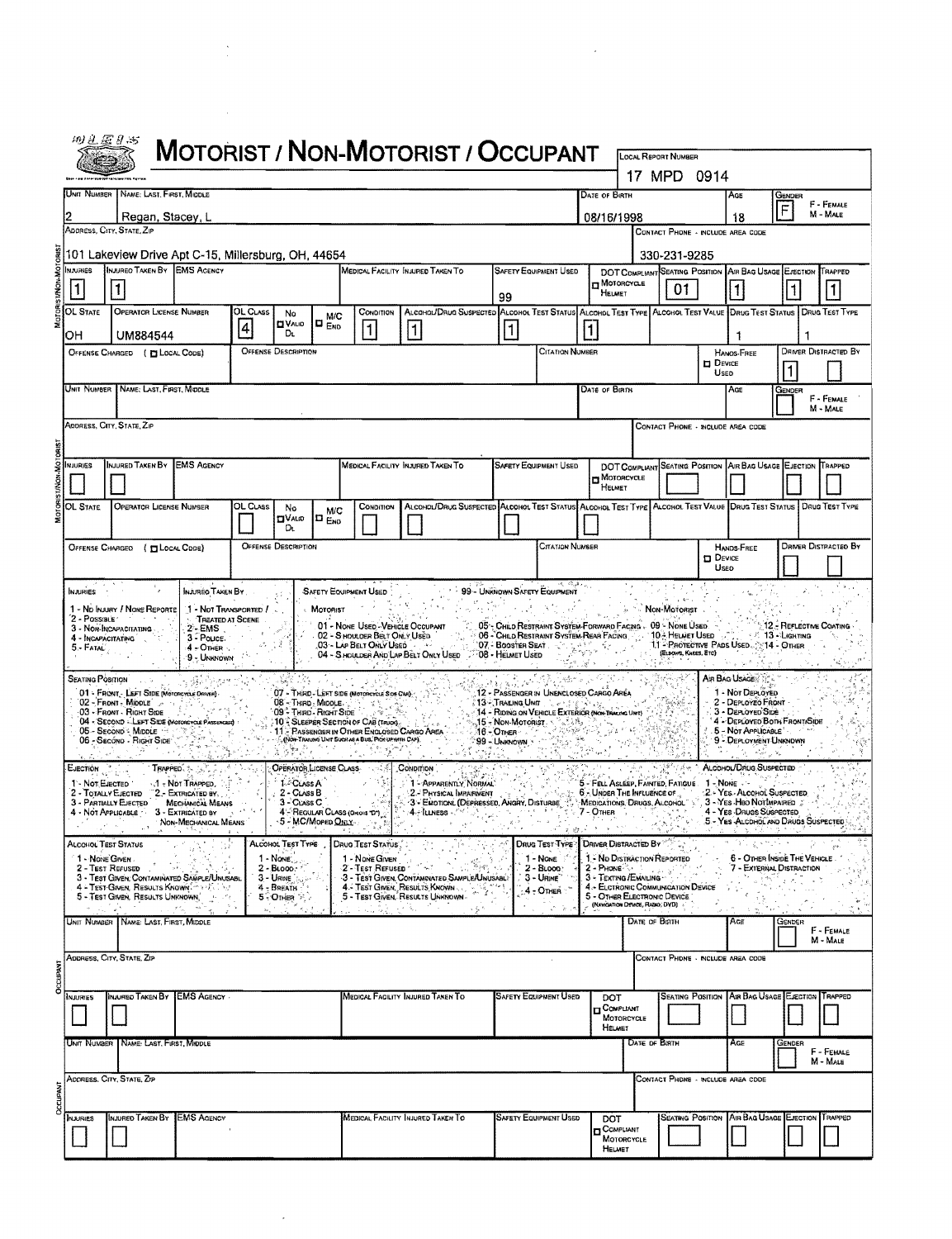# MOTORIST / NON-MOTORIST / OCCUPANT

| LOCAL REPORT NUMBER |
| --- |
| 17 MPD 0914 |

## MOTORIST/NON-MOTORIST

| UNIT NUMBER | NAME: LAST, FIRST, MIDDLE | DATE OF BIRTH | AGE | GENDER (F - FEMALE, M - MALE) |
| --- | --- | --- | --- | --- |
| 2 | Regan, Stacey, L | 08/16/1998 | 18 | F |

| ADDRESS, CITY, STATE, ZIP | CONTACT PHONE - INCLUDE AREA CODE |
| --- | --- |
| 101 Lakeview Drive Apt C-15, Millersburg, OH, 44654 | 330-231-9285 |

| INJURIES | INJURED TAKEN BY | EMS AGENCY | MEDICAL FACILITY INJURED TAKEN TO | SAFETY EQUIPMENT USED | DOT COMPLIANT MOTORCYCLE HELMET | SEATING POSITION | AIR BAG USAGE | EJECTION | TRAPPED |
| --- | --- | --- | --- | --- | --- | --- | --- | --- | --- |
| 1 | 1 | | | 99 | | 01 | 1 | 1 | 1 |

| OL STATE | OPERATOR LICENSE NUMBER | OL CLASS | NO VALID DL | M/C END | CONDITION | ALCOHOL/DRUG SUSPECTED | ALCOHOL TEST STATUS | ALCOHOL TEST TYPE | ALCOHOL TEST VALUE | DRUG TEST STATUS | DRUG TEST TYPE |
| --- | --- | --- | --- | --- | --- | --- | --- | --- | --- | --- | --- |
| OH | UM884544 | 4 | | | 1 | 1 | 1 | 1 | | 1 | 1 |

| OFFENSE CHARGED ( LOCAL CODE) | OFFENSE DESCRIPTION | CITATION NUMBER | HANDS-FREE DEVICE USED | DRIVER DISTRACTED BY |
| --- | --- | --- | --- | --- |
| | | | | 1 |

## MOTORIST/NON-MOTORIST

| UNIT NUMBER | NAME: LAST, FIRST, MIDDLE | DATE OF BIRTH | AGE | GENDER (F - FEMALE, M - MALE) |
| --- | --- | --- | --- | --- |
| | | | | |

| ADDRESS, CITY, STATE, ZIP | CONTACT PHONE - INCLUDE AREA CODE |
| --- | --- |
| | |

| INJURIES | INJURED TAKEN BY | EMS AGENCY | MEDICAL FACILITY INJURED TAKEN TO | SAFETY EQUIPMENT USED | DOT COMPLIANT MOTORCYCLE HELMET | SEATING POSITION | AIR BAG USAGE | EJECTION | TRAPPED |
| --- | --- | --- | --- | --- | --- | --- | --- | --- | --- |
| | | | | | | | | | |

| OL STATE | OPERATOR LICENSE NUMBER | OL CLASS | NO VALID DL | M/C END | CONDITION | ALCOHOL/DRUG SUSPECTED | ALCOHOL TEST STATUS | ALCOHOL TEST TYPE | ALCOHOL TEST VALUE | DRUG TEST STATUS | DRUG TEST TYPE |
| --- | --- | --- | --- | --- | --- | --- | --- | --- | --- | --- | --- |
| | | | | | | | | | | | |

| OFFENSE CHARGED ( LOCAL CODE) | OFFENSE DESCRIPTION | CITATION NUMBER | HANDS-FREE DEVICE USED | DRIVER DISTRACTED BY |
| --- | --- | --- | --- | --- |
| | | | | |

**INJURIES**
1 - NO INJURY / NONE REPORTED
2 - POSSIBLE
3 - NON-INCAPACITATING
4 - INCAPACITATING
5 - FATAL

**INJURED TAKEN BY**
1 - NOT TRANSPORTED / TREATED AT SCENE
2 - EMS
3 - POLICE
4 - OTHER
9 - UNKNOWN

**SAFETY EQUIPMENT USED**
MOTORIST
01 - NONE USED - VEHICLE OCCUPANT
02 - SHOULDER BELT ONLY USED
03 - LAP BELT ONLY USED
04 - SHOULDER AND LAP BELT ONLY USED
05 - CHILD RESTRAINT SYSTEM-FORWARD FACING
06 - CHILD RESTRAINT SYSTEM-REAR FACING
07 - BOOSTER SEAT
08 - HELMET USED
99 - UNKNOWN SAFETY EQUIPMENT
NON-MOTORIST
09 - NONE USED
10 - HELMET USED
11 - PROTECTIVE PADS USED (ELBOWS, KNEES, ETC)
12 - REFLECTIVE COATING
13 - LIGHTING
14 - OTHER

**SEATING POSITION**
01 - FRONT - LEFT SIDE (MOTORCYCLE DRIVER)
02 - FRONT - MIDDLE
03 - FRONT - RIGHT SIDE
04 - SECOND - LEFT SIDE (MOTORCYCLE PASSENGER)
05 - SECOND - MIDDLE
06 - SECOND - RIGHT SIDE
07 - THIRD - LEFT SIDE (MOTORCYCLE SIDE CAR)
08 - THIRD - MIDDLE
09 - THIRD - RIGHT SIDE
10 - SLEEPER SECTION OF CAB (TRUCK)
11 - PASSENGER IN OTHER ENCLOSED CARGO AREA (NON-TRAILING UNIT SUCH AS A BUS, PICK-UP WITH CAP)
12 - PASSENGER IN UNENCLOSED CARGO AREA
13 - TRAILING UNIT
14 - RIDING ON VEHICLE EXTERIOR (NON-TRAILING UNIT)
15 - NON-MOTORIST
16 - OTHER
99 - UNKNOWN

**AIR BAG USAGE**
1 - NOT DEPLOYED
2 - DEPLOYED FRONT
3 - DEPLOYED SIDE
4 - DEPLOYED BOTH FRONT/SIDE
5 - NOT APPLICABLE
9 - DEPLOYMENT UNKNOWN

**EJECTION**
1 - NOT EJECTED
2 - TOTALLY EJECTED
3 - PARTIALLY EJECTED
4 - NOT APPLICABLE

**TRAPPED**
1 - NOT TRAPPED
2 - EXTRICATED BY MECHANICAL MEANS
3 - EXTRICATED BY NON-MECHANICAL MEANS

**OPERATOR LICENSE CLASS**
1 - CLASS A
2 - CLASS B
3 - CLASS C
4 - REGULAR CLASS (OHIO'S "D")
5 - MC/MOPED ONLY

**CONDITION**
1 - APPARENTLY NORMAL
2 - PHYSICAL IMPAIRMENT
3 - EMOTIONL (DEPRESSED, ANGRY, DISTURBE...)
4 - ILLNESS
5 - FELL ASLEEP, FAINTED, FATIGUE
6 - UNDER THE INFLUENCE OF MEDICATIONS, DRUGS, ALCOHOL
7 - OTHER

**ALCOHOL/DRUG SUSPECTED**
1 - NONE
2 - YES - ALCOHOL SUSPECTED
3 - YES - HBD NOT IMPAIRED
4 - YES - DRUGS SUSPECTED
5 - YES - ALCOHOL AND DRUGS SUSPECTED

**ALCOHOL TEST STATUS**
1 - NONE GIVEN
2 - TEST REFUSED
3 - TEST GIVEN, CONTAMINATED SAMPLE/UNUSABLE
4 - TEST GIVEN, RESULTS KNOWN
5 - TEST GIVEN, RESULTS UNKNOWN

**ALCOHOL TEST TYPE**
1 - NONE
2 - BLOOD
3 - URINE
4 - BREATH
5 - OTHER

**DRUG TEST STATUS**
1 - NONE GIVEN
2 - TEST REFUSED
3 - TEST GIVEN, CONTAMINATED SAMPLE/UNUSABLE
4 - TEST GIVEN, RESULTS KNOWN
5 - TEST GIVEN, RESULTS UNKNOWN

**DRUG TEST TYPE**
1 - NONE
2 - BLOOD
3 - URINE
4 - OTHER

**DRIVER DISTRACTED BY**
1 - NO DISTRACTION REPORTED
2 - PHONE
3 - TEXTING /EMAILING
4 - ELECTRONIC COMMUNICATION DEVICE
5 - OTHER ELECTRONIC DEVICE (NAVIGATION DEVICE, RADIO, DVD)
6 - OTHER INSIDE THE VEHICLE
7 - EXTERNAL DISTRACTION

## OCCUPANT

| UNIT NUMBER | NAME: LAST, FIRST, MIDDLE | DATE OF BIRTH | AGE | GENDER (F - FEMALE, M - MALE) |
| --- | --- | --- | --- | --- |
| | | | | |

| ADDRESS, CITY, STATE, ZIP | CONTACT PHONE - INCLUDE AREA CODE |
| --- | --- |
| | |

| INJURIES | INJURED TAKEN BY | EMS AGENCY | MEDICAL FACILITY INJURED TAKEN TO | SAFETY EQUIPMENT USED | DOT COMPLIANT MOTORCYCLE HELMET | SEATING POSITION | AIR BAG USAGE | EJECTION | TRAPPED |
| --- | --- | --- | --- | --- | --- | --- | --- | --- | --- |
| | | | | | | | | | |

## OCCUPANT

| UNIT NUMBER | NAME: LAST, FIRST, MIDDLE | DATE OF BIRTH | AGE | GENDER (F - FEMALE, M - MALE) |
| --- | --- | --- | --- | --- |
| | | | | |

| ADDRESS, CITY, STATE, ZIP | CONTACT PHONE - INCLUDE AREA CODE |
| --- | --- |
| | |

| INJURIES | INJURED TAKEN BY | EMS AGENCY | MEDICAL FACILITY INJURED TAKEN TO | SAFETY EQUIPMENT USED | DOT COMPLIANT MOTORCYCLE HELMET | SEATING POSITION | AIR BAG USAGE | EJECTION | TRAPPED |
| --- | --- | --- | --- | --- | --- | --- | --- | --- | --- |
| | | | | | | | | | |